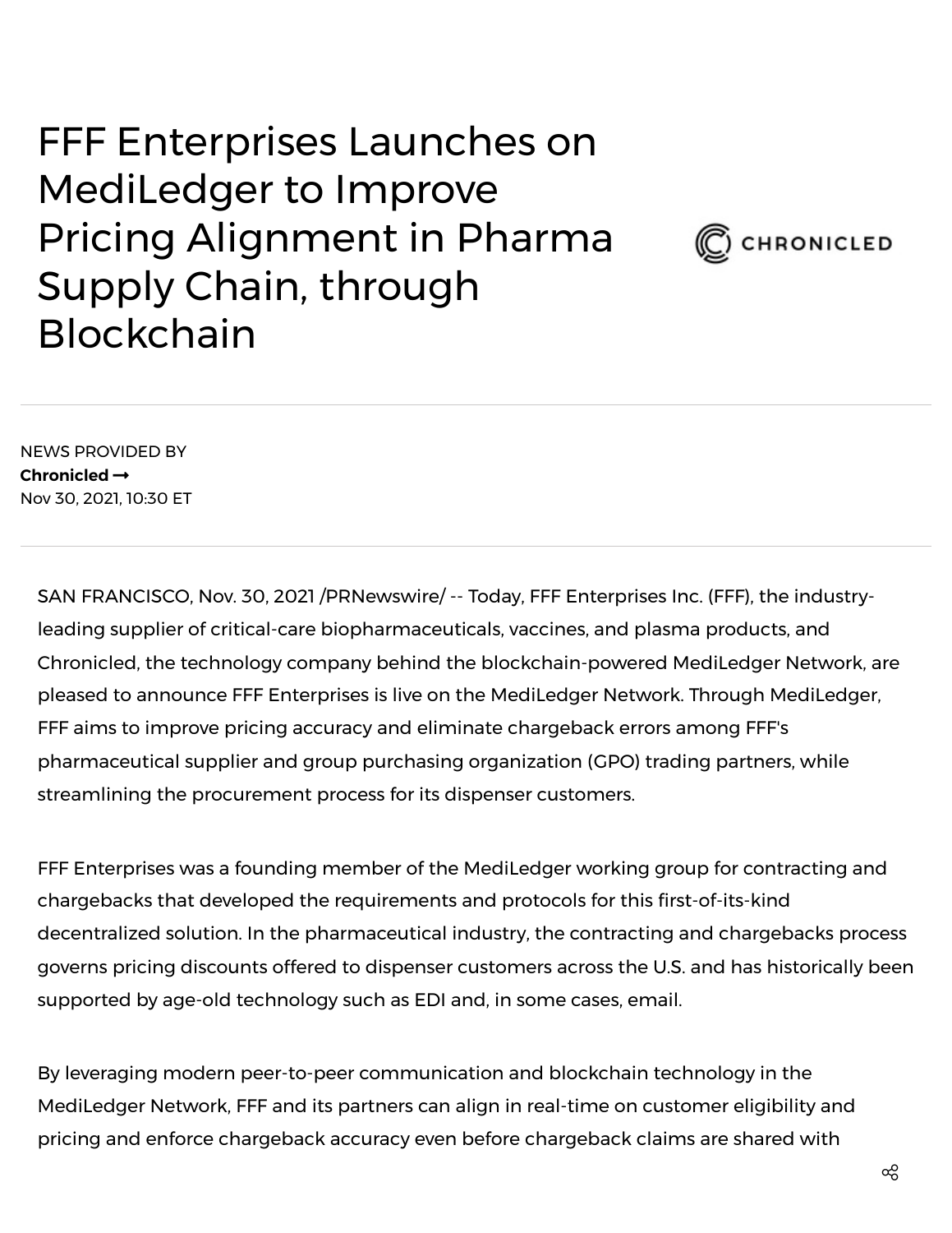# FFF Enterprises Launches on MediLedger to Improve Pricing Alignment in Pharma Supply Chain, through Blockchain

NEWS PROVIDED BY
**Chronicled →**
Nov 30, 2021, 10:30 ET

SAN FRANCISCO, Nov. 30, 2021 /PRNewswire/ -- Today, FFF Enterprises Inc. (FFF), the industry-leading supplier of critical-care biopharmaceuticals, vaccines, and plasma products, and Chronicled, the technology company behind the blockchain-powered MediLedger Network, are pleased to announce FFF Enterprises is live on the MediLedger Network. Through MediLedger, FFF aims to improve pricing accuracy and eliminate chargeback errors among FFF's pharmaceutical supplier and group purchasing organization (GPO) trading partners, while streamlining the procurement process for its dispenser customers.

FFF Enterprises was a founding member of the MediLedger working group for contracting and chargebacks that developed the requirements and protocols for this first-of-its-kind decentralized solution. In the pharmaceutical industry, the contracting and chargebacks process governs pricing discounts offered to dispenser customers across the U.S. and has historically been supported by age-old technology such as EDI and, in some cases, email.

By leveraging modern peer-to-peer communication and blockchain technology in the MediLedger Network, FFF and its partners can align in real-time on customer eligibility and pricing and enforce chargeback accuracy even before chargeback claims are shared with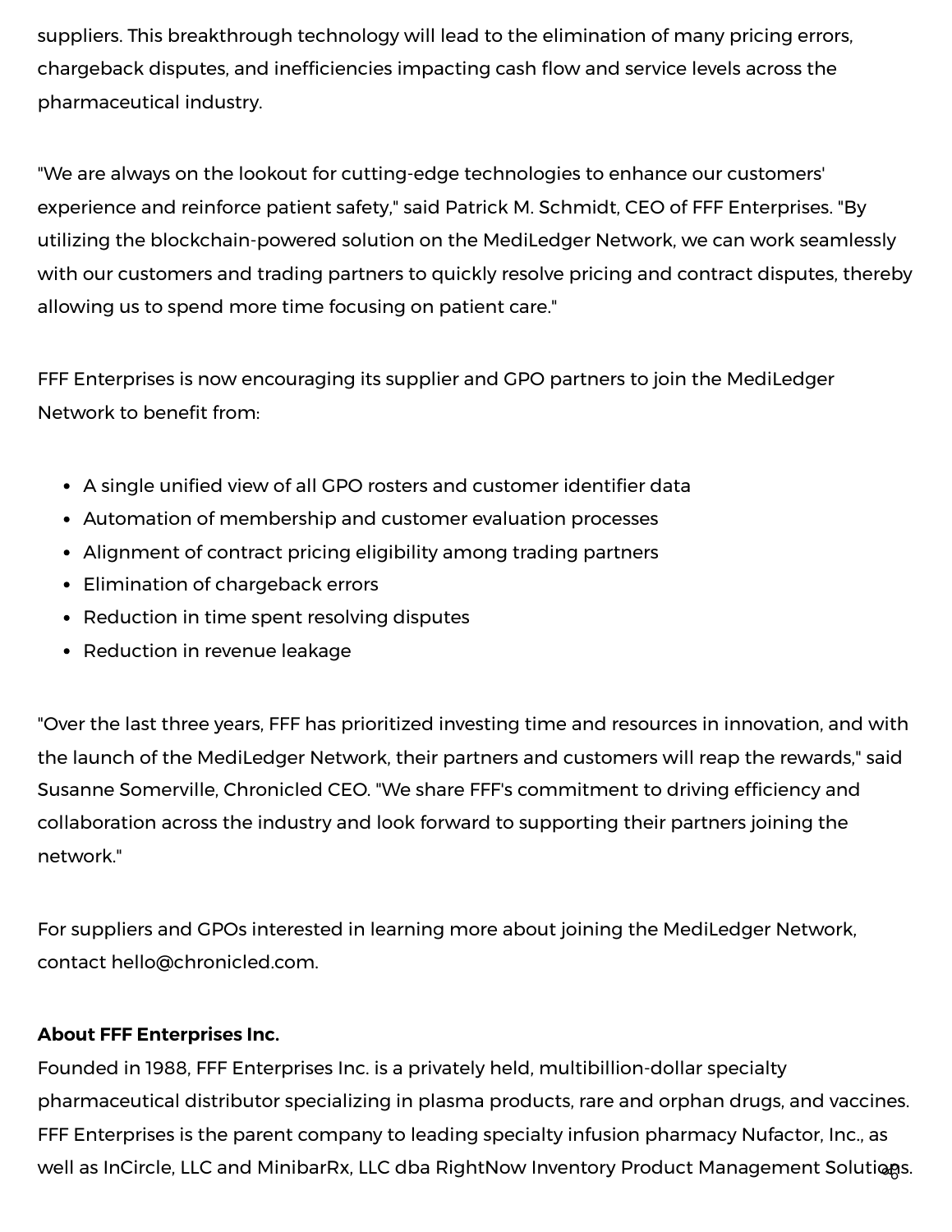suppliers. This breakthrough technology will lead to the elimination of many pricing errors, chargeback disputes, and inefficiencies impacting cash flow and service levels across the pharmaceutical industry.

"We are always on the lookout for cutting-edge technologies to enhance our customers' experience and reinforce patient safety," said Patrick M. Schmidt, CEO of FFF Enterprises. "By utilizing the blockchain-powered solution on the MediLedger Network, we can work seamlessly with our customers and trading partners to quickly resolve pricing and contract disputes, thereby allowing us to spend more time focusing on patient care."

FFF Enterprises is now encouraging its supplier and GPO partners to join the MediLedger Network to benefit from:

- A single unified view of all GPO rosters and customer identifier data
- Automation of membership and customer evaluation processes
- Alignment of contract pricing eligibility among trading partners
- Elimination of chargeback errors
- Reduction in time spent resolving disputes
- Reduction in revenue leakage

"Over the last three years, FFF has prioritized investing time and resources in innovation, and with the launch of the MediLedger Network, their partners and customers will reap the rewards," said Susanne Somerville, Chronicled CEO. "We share FFF's commitment to driving efficiency and collaboration across the industry and look forward to supporting their partners joining the network."

For suppliers and GPOs interested in learning more about joining the MediLedger Network, contact hello@chronicled.com.

**About FFF Enterprises Inc.**

Founded in 1988, FFF Enterprises Inc. is a privately held, multibillion-dollar specialty pharmaceutical distributor specializing in plasma products, rare and orphan drugs, and vaccines. FFF Enterprises is the parent company to leading specialty infusion pharmacy Nufactor, Inc., as well as InCircle, LLC and MinibarRx, LLC dba RightNow Inventory Product Management Solutions.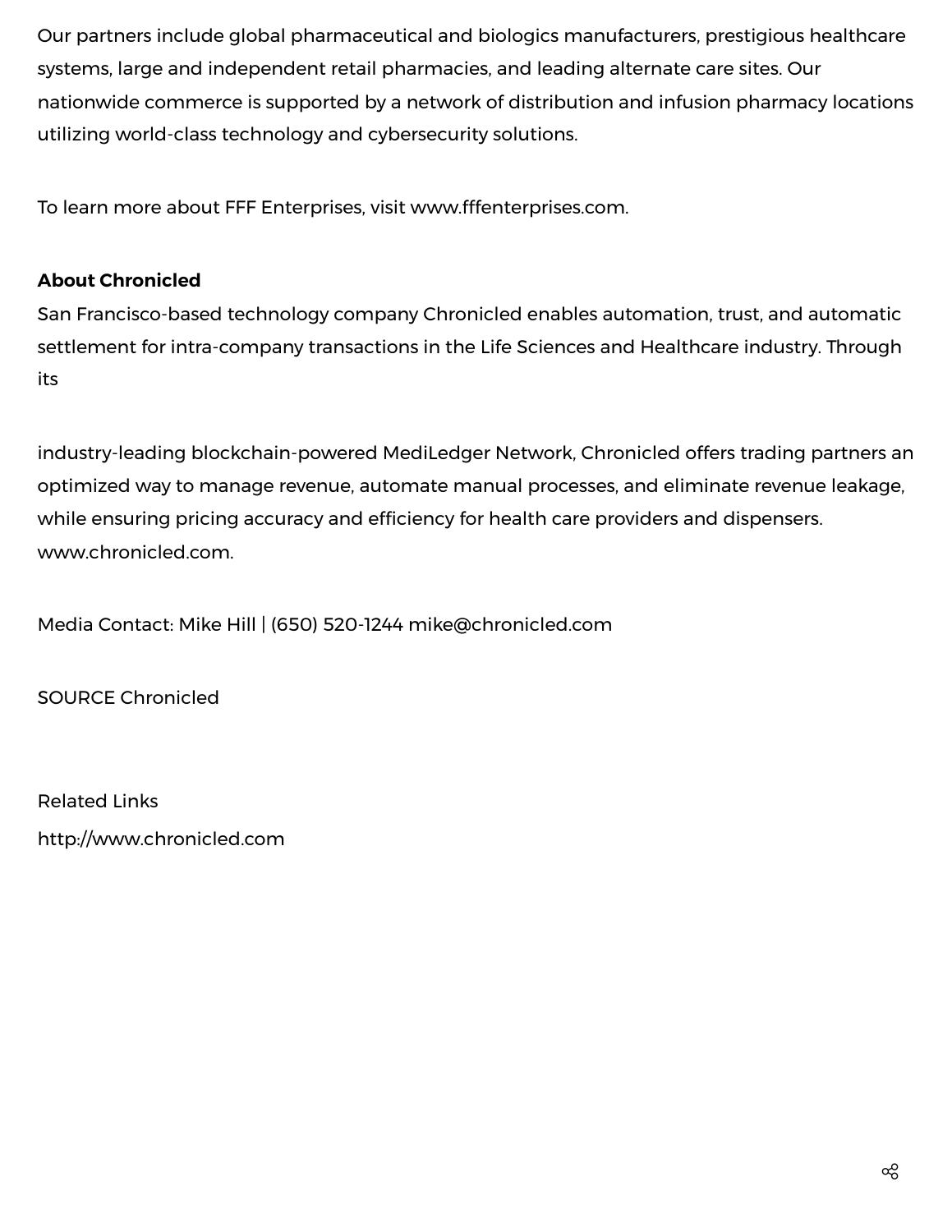Our partners include global pharmaceutical and biologics manufacturers, prestigious healthcare systems, large and independent retail pharmacies, and leading alternate care sites. Our nationwide commerce is supported by a network of distribution and infusion pharmacy locations utilizing world-class technology and cybersecurity solutions.

To learn more about FFF Enterprises, visit www.fffenterprises.com.

**About Chronicled**

San Francisco-based technology company Chronicled enables automation, trust, and automatic settlement for intra-company transactions in the Life Sciences and Healthcare industry. Through its

industry-leading blockchain-powered MediLedger Network, Chronicled offers trading partners an optimized way to manage revenue, automate manual processes, and eliminate revenue leakage, while ensuring pricing accuracy and efficiency for health care providers and dispensers. www.chronicled.com.

Media Contact: Mike Hill | (650) 520-1244 mike@chronicled.com

SOURCE Chronicled

Related Links

http://www.chronicled.com